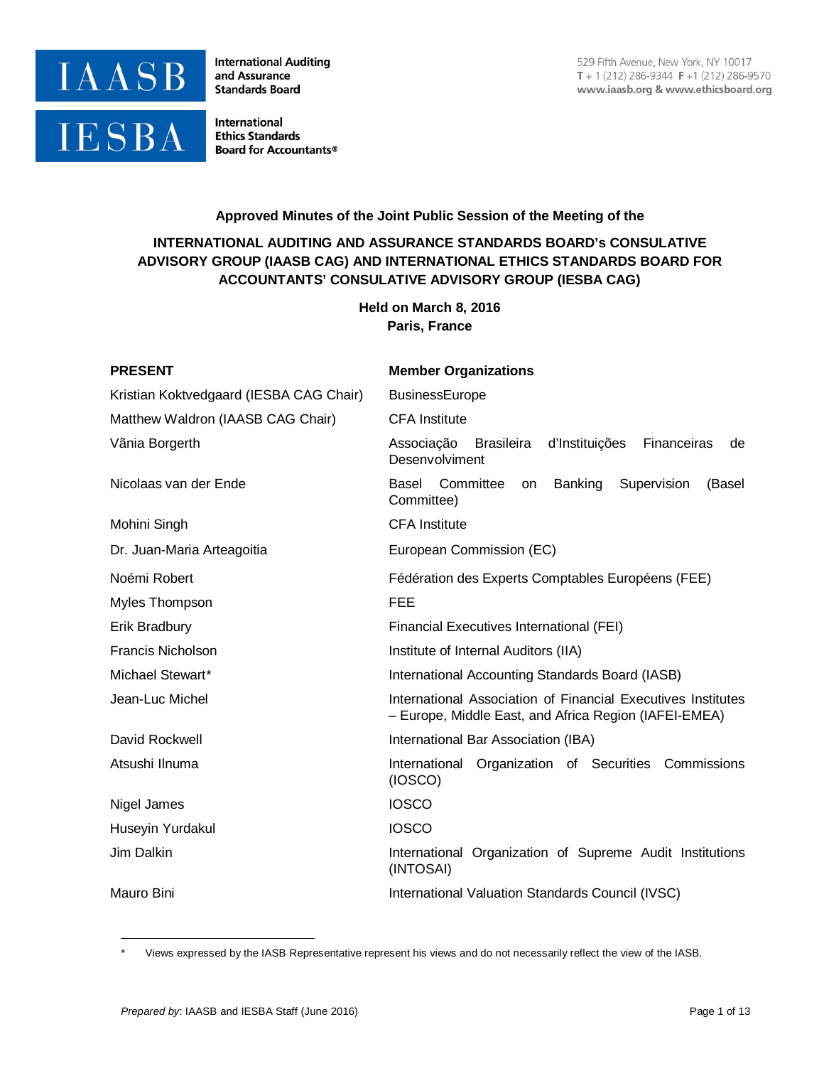International Auditing and Assurance Standards Board

International Ethics Standards Board for Accountants®

529 Fifth Avenue, New York, NY 10017
T + 1 (212) 286-9344 F +1 (212) 286-9570
www.iaasb.org & www.ethicsboard.org

**Approved Minutes of the Joint Public Session of the Meeting of the**

**INTERNATIONAL AUDITING AND ASSURANCE STANDARDS BOARD's CONSULATIVE ADVISORY GROUP (IAASB CAG) AND INTERNATIONAL ETHICS STANDARDS BOARD FOR ACCOUNTANTS' CONSULATIVE ADVISORY GROUP (IESBA CAG)**

**Held on March 8, 2016**
**Paris, France**

| PRESENT | Member Organizations |
| --- | --- |
| Kristian Koktvedgaard (IESBA CAG Chair) | BusinessEurope |
| Matthew Waldron (IAASB CAG Chair) | CFA Institute |
| Vãnia Borgerth | Associação Brasileira d'Instituições Financeiras de Desenvolviment |
| Nicolaas van der Ende | Basel Committee on Banking Supervision (Basel Committee) |
| Mohini Singh | CFA Institute |
| Dr. Juan-Maria Arteagoitia | European Commission (EC) |
| Noémi Robert | Fédération des Experts Comptables Européens (FEE) |
| Myles Thompson | FEE |
| Erik Bradbury | Financial Executives International (FEI) |
| Francis Nicholson | Institute of Internal Auditors (IIA) |
| Michael Stewart* | International Accounting Standards Board (IASB) |
| Jean-Luc Michel | International Association of Financial Executives Institutes – Europe, Middle East, and Africa Region (IAFEI-EMEA) |
| David Rockwell | International Bar Association (IBA) |
| Atsushi Ilnuma | International Organization of Securities Commissions (IOSCO) |
| Nigel James | IOSCO |
| Huseyin Yurdakul | IOSCO |
| Jim Dalkin | International Organization of Supreme Audit Institutions (INTOSAI) |
| Mauro Bini | International Valuation Standards Council (IVSC) |

\* Views expressed by the IASB Representative represent his views and do not necessarily reflect the view of the IASB.

*Prepared by*: IAASB and IESBA Staff (June 2016)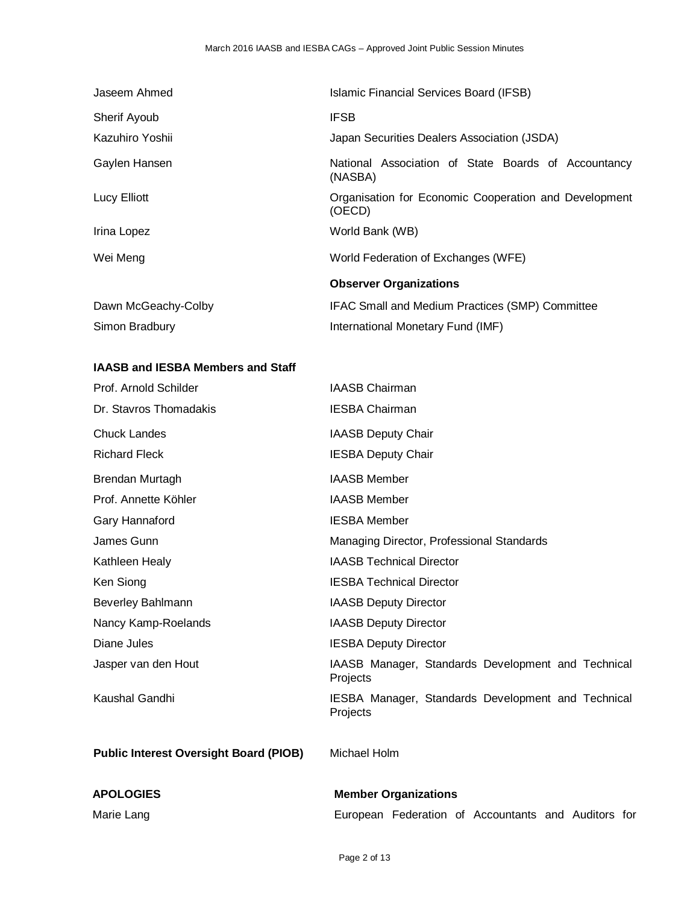| | |
|---|---|
| Jaseem Ahmed | Islamic Financial Services Board (IFSB) |
| Sherif Ayoub | IFSB |
| Kazuhiro Yoshii | Japan Securities Dealers Association (JSDA) |
| Gaylen Hansen | National Association of State Boards of Accountancy (NASBA) |
| Lucy Elliott | Organisation for Economic Cooperation and Development (OECD) |
| Irina Lopez | World Bank (WB) |
| Wei Meng | World Federation of Exchanges (WFE) |
| | **Observer Organizations** |
| Dawn McGeachy-Colby | IFAC Small and Medium Practices (SMP) Committee |
| Simon Bradbury | International Monetary Fund (IMF) |

**IAASB and IESBA Members and Staff**

| | |
|---|---|
| Prof. Arnold Schilder | IAASB Chairman |
| Dr. Stavros Thomadakis | IESBA Chairman |
| Chuck Landes | IAASB Deputy Chair |
| Richard Fleck | IESBA Deputy Chair |
| Brendan Murtagh | IAASB Member |
| Prof. Annette Köhler | IAASB Member |
| Gary Hannaford | IESBA Member |
| James Gunn | Managing Director, Professional Standards |
| Kathleen Healy | IAASB Technical Director |
| Ken Siong | IESBA Technical Director |
| Beverley Bahlmann | IAASB Deputy Director |
| Nancy Kamp-Roelands | IAASB Deputy Director |
| Diane Jules | IESBA Deputy Director |
| Jasper van den Hout | IAASB Manager, Standards Development and Technical Projects |
| Kaushal Gandhi | IESBA Manager, Standards Development and Technical Projects |

| | |
|---|---|
| **Public Interest Oversight Board (PIOB)** | Michael Holm |

| | |
|---|---|
| **APOLOGIES** | **Member Organizations** |
| Marie Lang | European Federation of Accountants and Auditors for |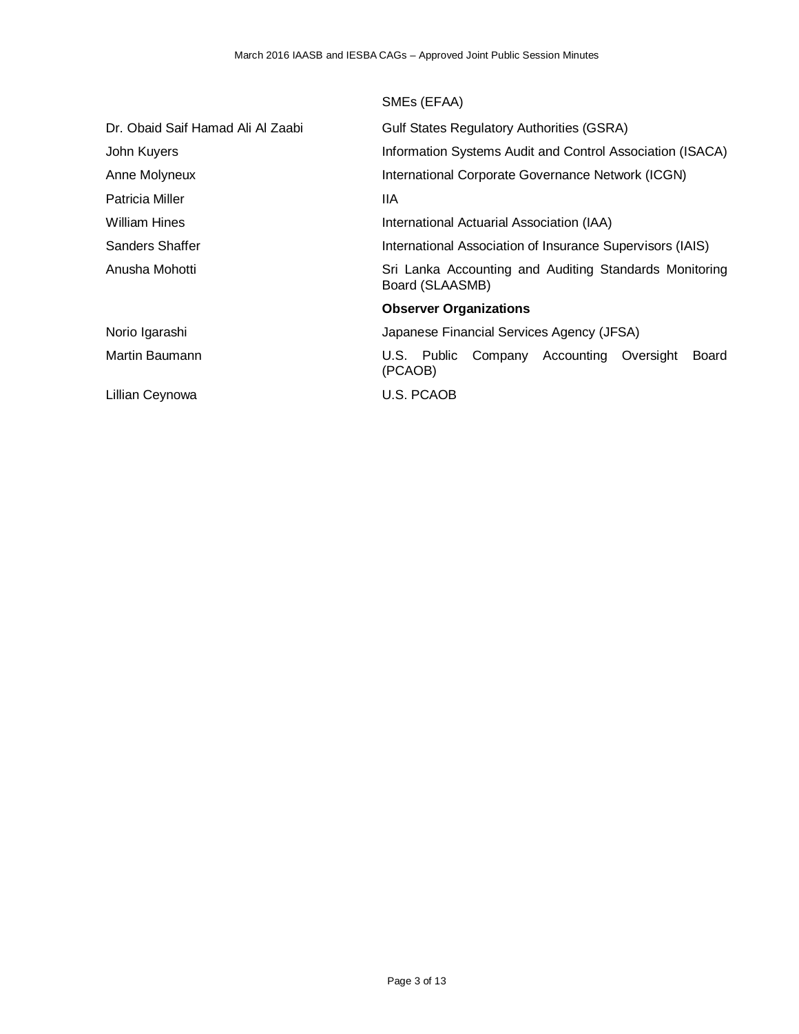| | |
|---|---|
| | SMEs (EFAA) |
| Dr. Obaid Saif Hamad Ali Al Zaabi | Gulf States Regulatory Authorities (GSRA) |
| John Kuyers | Information Systems Audit and Control Association (ISACA) |
| Anne Molyneux | International Corporate Governance Network (ICGN) |
| Patricia Miller | IIA |
| William Hines | International Actuarial Association (IAA) |
| Sanders Shaffer | International Association of Insurance Supervisors (IAIS) |
| Anusha Mohotti | Sri Lanka Accounting and Auditing Standards Monitoring Board (SLAASMB) |
| | **Observer Organizations** |
| Norio Igarashi | Japanese Financial Services Agency (JFSA) |
| Martin Baumann | U.S. Public Company Accounting Oversight Board (PCAOB) |
| Lillian Ceynowa | U.S. PCAOB |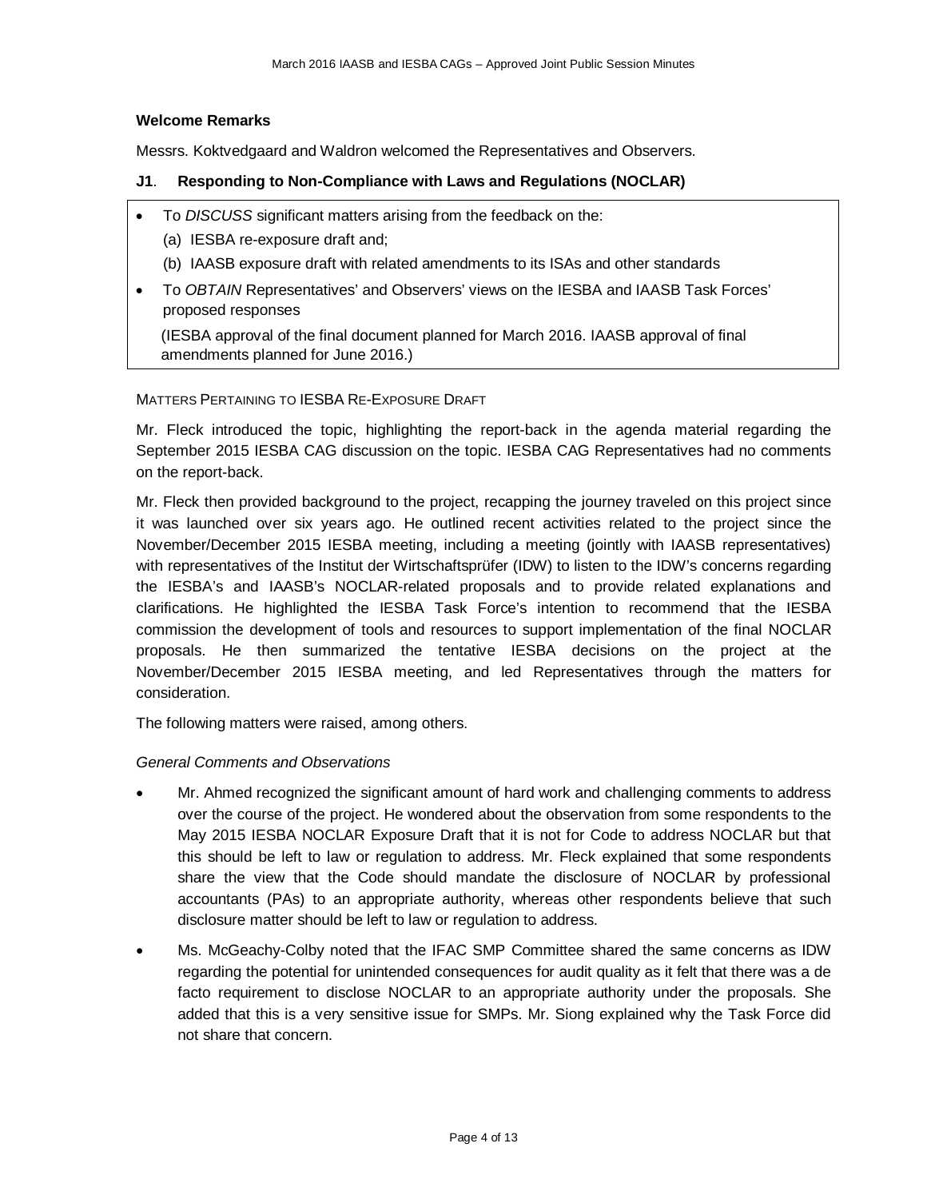**Welcome Remarks**

Messrs. Koktvedgaard and Waldron welcomed the Representatives and Observers.

**J1**. **Responding to Non-Compliance with Laws and Regulations (NOCLAR)**

- To *DISCUSS* significant matters arising from the feedback on the:
  - (a) IESBA re-exposure draft and;
  - (b) IAASB exposure draft with related amendments to its ISAs and other standards
- To *OBTAIN* Representatives' and Observers' views on the IESBA and IAASB Task Forces' proposed responses

  (IESBA approval of the final document planned for March 2016. IAASB approval of final amendments planned for June 2016.)

MATTERS PERTAINING TO IESBA RE-EXPOSURE DRAFT

Mr. Fleck introduced the topic, highlighting the report-back in the agenda material regarding the September 2015 IESBA CAG discussion on the topic. IESBA CAG Representatives had no comments on the report-back.

Mr. Fleck then provided background to the project, recapping the journey traveled on this project since it was launched over six years ago. He outlined recent activities related to the project since the November/December 2015 IESBA meeting, including a meeting (jointly with IAASB representatives) with representatives of the Institut der Wirtschaftsprüfer (IDW) to listen to the IDW's concerns regarding the IESBA's and IAASB's NOCLAR-related proposals and to provide related explanations and clarifications. He highlighted the IESBA Task Force's intention to recommend that the IESBA commission the development of tools and resources to support implementation of the final NOCLAR proposals. He then summarized the tentative IESBA decisions on the project at the November/December 2015 IESBA meeting, and led Representatives through the matters for consideration.

The following matters were raised, among others.

*General Comments and Observations*

- Mr. Ahmed recognized the significant amount of hard work and challenging comments to address over the course of the project. He wondered about the observation from some respondents to the May 2015 IESBA NOCLAR Exposure Draft that it is not for Code to address NOCLAR but that this should be left to law or regulation to address. Mr. Fleck explained that some respondents share the view that the Code should mandate the disclosure of NOCLAR by professional accountants (PAs) to an appropriate authority, whereas other respondents believe that such disclosure matter should be left to law or regulation to address.
- Ms. McGeachy-Colby noted that the IFAC SMP Committee shared the same concerns as IDW regarding the potential for unintended consequences for audit quality as it felt that there was a de facto requirement to disclose NOCLAR to an appropriate authority under the proposals. She added that this is a very sensitive issue for SMPs. Mr. Siong explained why the Task Force did not share that concern.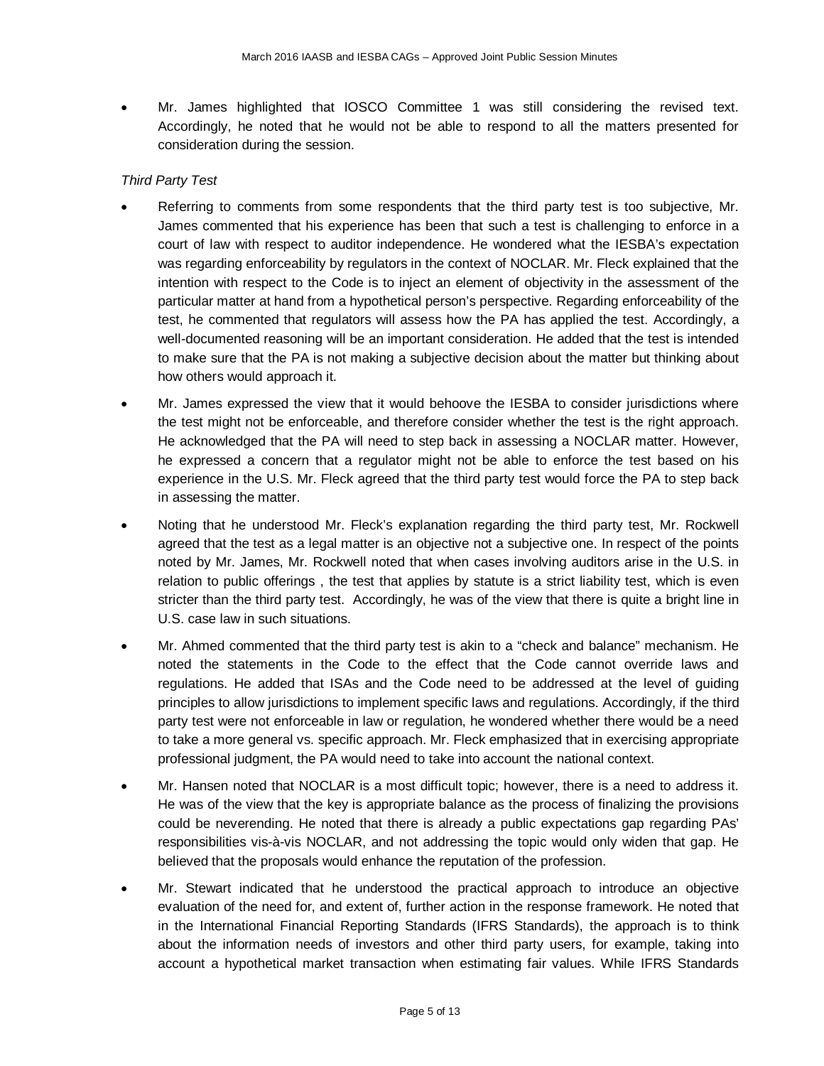- Mr. James highlighted that IOSCO Committee 1 was still considering the revised text. Accordingly, he noted that he would not be able to respond to all the matters presented for consideration during the session.

*Third Party Test*

- Referring to comments from some respondents that the third party test is too subjective, Mr. James commented that his experience has been that such a test is challenging to enforce in a court of law with respect to auditor independence. He wondered what the IESBA's expectation was regarding enforceability by regulators in the context of NOCLAR. Mr. Fleck explained that the intention with respect to the Code is to inject an element of objectivity in the assessment of the particular matter at hand from a hypothetical person's perspective. Regarding enforceability of the test, he commented that regulators will assess how the PA has applied the test. Accordingly, a well-documented reasoning will be an important consideration. He added that the test is intended to make sure that the PA is not making a subjective decision about the matter but thinking about how others would approach it.
- Mr. James expressed the view that it would behoove the IESBA to consider jurisdictions where the test might not be enforceable, and therefore consider whether the test is the right approach. He acknowledged that the PA will need to step back in assessing a NOCLAR matter. However, he expressed a concern that a regulator might not be able to enforce the test based on his experience in the U.S. Mr. Fleck agreed that the third party test would force the PA to step back in assessing the matter.
- Noting that he understood Mr. Fleck's explanation regarding the third party test, Mr. Rockwell agreed that the test as a legal matter is an objective not a subjective one. In respect of the points noted by Mr. James, Mr. Rockwell noted that when cases involving auditors arise in the U.S. in relation to public offerings , the test that applies by statute is a strict liability test, which is even stricter than the third party test. Accordingly, he was of the view that there is quite a bright line in U.S. case law in such situations.
- Mr. Ahmed commented that the third party test is akin to a "check and balance" mechanism. He noted the statements in the Code to the effect that the Code cannot override laws and regulations. He added that ISAs and the Code need to be addressed at the level of guiding principles to allow jurisdictions to implement specific laws and regulations. Accordingly, if the third party test were not enforceable in law or regulation, he wondered whether there would be a need to take a more general vs. specific approach. Mr. Fleck emphasized that in exercising appropriate professional judgment, the PA would need to take into account the national context.
- Mr. Hansen noted that NOCLAR is a most difficult topic; however, there is a need to address it. He was of the view that the key is appropriate balance as the process of finalizing the provisions could be neverending. He noted that there is already a public expectations gap regarding PAs' responsibilities vis-à-vis NOCLAR, and not addressing the topic would only widen that gap. He believed that the proposals would enhance the reputation of the profession.
- Mr. Stewart indicated that he understood the practical approach to introduce an objective evaluation of the need for, and extent of, further action in the response framework. He noted that in the International Financial Reporting Standards (IFRS Standards), the approach is to think about the information needs of investors and other third party users, for example, taking into account a hypothetical market transaction when estimating fair values. While IFRS Standards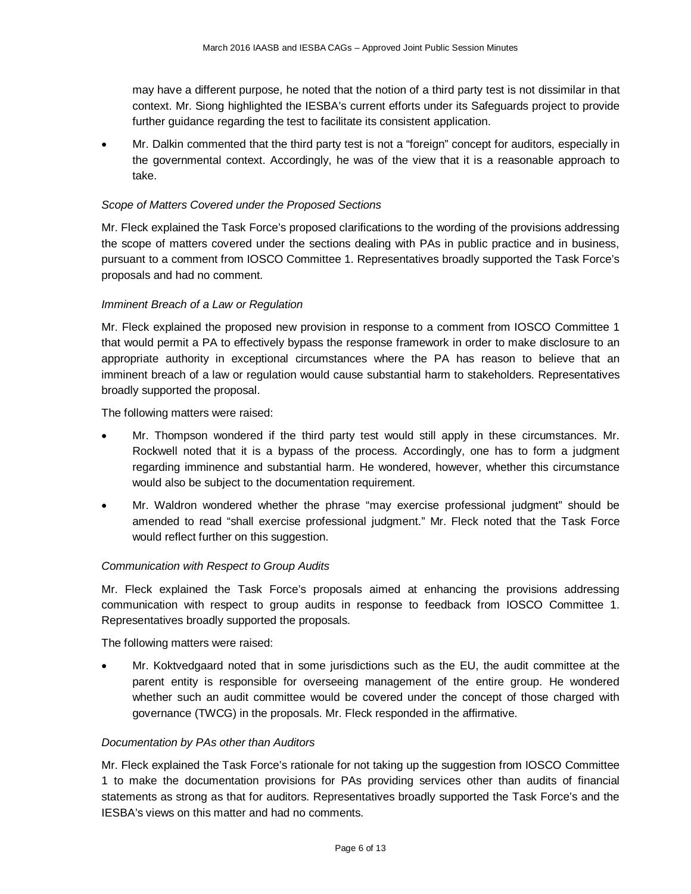may have a different purpose, he noted that the notion of a third party test is not dissimilar in that context. Mr. Siong highlighted the IESBA's current efforts under its Safeguards project to provide further guidance regarding the test to facilitate its consistent application.

- Mr. Dalkin commented that the third party test is not a "foreign" concept for auditors, especially in the governmental context. Accordingly, he was of the view that it is a reasonable approach to take.

*Scope of Matters Covered under the Proposed Sections*

Mr. Fleck explained the Task Force's proposed clarifications to the wording of the provisions addressing the scope of matters covered under the sections dealing with PAs in public practice and in business, pursuant to a comment from IOSCO Committee 1. Representatives broadly supported the Task Force's proposals and had no comment.

*Imminent Breach of a Law or Regulation*

Mr. Fleck explained the proposed new provision in response to a comment from IOSCO Committee 1 that would permit a PA to effectively bypass the response framework in order to make disclosure to an appropriate authority in exceptional circumstances where the PA has reason to believe that an imminent breach of a law or regulation would cause substantial harm to stakeholders. Representatives broadly supported the proposal.

The following matters were raised:

- Mr. Thompson wondered if the third party test would still apply in these circumstances. Mr. Rockwell noted that it is a bypass of the process. Accordingly, one has to form a judgment regarding imminence and substantial harm. He wondered, however, whether this circumstance would also be subject to the documentation requirement.
- Mr. Waldron wondered whether the phrase "may exercise professional judgment" should be amended to read "shall exercise professional judgment." Mr. Fleck noted that the Task Force would reflect further on this suggestion.

*Communication with Respect to Group Audits*

Mr. Fleck explained the Task Force's proposals aimed at enhancing the provisions addressing communication with respect to group audits in response to feedback from IOSCO Committee 1. Representatives broadly supported the proposals.

The following matters were raised:

- Mr. Koktvedgaard noted that in some jurisdictions such as the EU, the audit committee at the parent entity is responsible for overseeing management of the entire group. He wondered whether such an audit committee would be covered under the concept of those charged with governance (TWCG) in the proposals. Mr. Fleck responded in the affirmative.

*Documentation by PAs other than Auditors*

Mr. Fleck explained the Task Force's rationale for not taking up the suggestion from IOSCO Committee 1 to make the documentation provisions for PAs providing services other than audits of financial statements as strong as that for auditors. Representatives broadly supported the Task Force's and the IESBA's views on this matter and had no comments.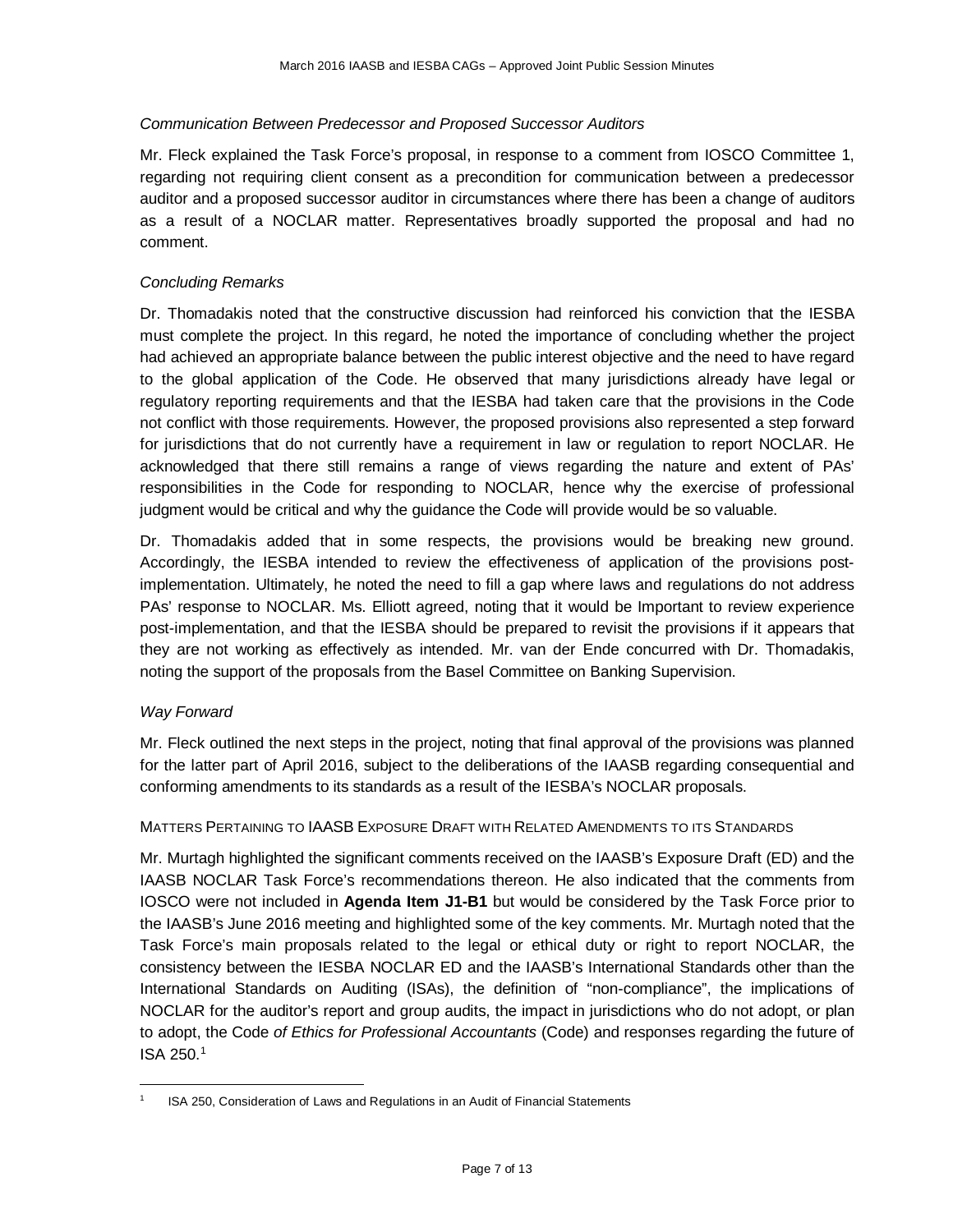*Communication Between Predecessor and Proposed Successor Auditors*

Mr. Fleck explained the Task Force's proposal, in response to a comment from IOSCO Committee 1, regarding not requiring client consent as a precondition for communication between a predecessor auditor and a proposed successor auditor in circumstances where there has been a change of auditors as a result of a NOCLAR matter. Representatives broadly supported the proposal and had no comment.

*Concluding Remarks*

Dr. Thomadakis noted that the constructive discussion had reinforced his conviction that the IESBA must complete the project. In this regard, he noted the importance of concluding whether the project had achieved an appropriate balance between the public interest objective and the need to have regard to the global application of the Code. He observed that many jurisdictions already have legal or regulatory reporting requirements and that the IESBA had taken care that the provisions in the Code not conflict with those requirements. However, the proposed provisions also represented a step forward for jurisdictions that do not currently have a requirement in law or regulation to report NOCLAR. He acknowledged that there still remains a range of views regarding the nature and extent of PAs' responsibilities in the Code for responding to NOCLAR, hence why the exercise of professional judgment would be critical and why the guidance the Code will provide would be so valuable.

Dr. Thomadakis added that in some respects, the provisions would be breaking new ground. Accordingly, the IESBA intended to review the effectiveness of application of the provisions post-implementation. Ultimately, he noted the need to fill a gap where laws and regulations do not address PAs' response to NOCLAR. Ms. Elliott agreed, noting that it would be Important to review experience post-implementation, and that the IESBA should be prepared to revisit the provisions if it appears that they are not working as effectively as intended. Mr. van der Ende concurred with Dr. Thomadakis, noting the support of the proposals from the Basel Committee on Banking Supervision.

*Way Forward*

Mr. Fleck outlined the next steps in the project, noting that final approval of the provisions was planned for the latter part of April 2016, subject to the deliberations of the IAASB regarding consequential and conforming amendments to its standards as a result of the IESBA's NOCLAR proposals.

MATTERS PERTAINING TO IAASB EXPOSURE DRAFT WITH RELATED AMENDMENTS TO ITS STANDARDS

Mr. Murtagh highlighted the significant comments received on the IAASB's Exposure Draft (ED) and the IAASB NOCLAR Task Force's recommendations thereon. He also indicated that the comments from IOSCO were not included in **Agenda Item J1-B1** but would be considered by the Task Force prior to the IAASB's June 2016 meeting and highlighted some of the key comments. Mr. Murtagh noted that the Task Force's main proposals related to the legal or ethical duty or right to report NOCLAR, the consistency between the IESBA NOCLAR ED and the IAASB's International Standards other than the International Standards on Auditing (ISAs), the definition of "non-compliance", the implications of NOCLAR for the auditor's report and group audits, the impact in jurisdictions who do not adopt, or plan to adopt, the Code *of Ethics for Professional Accountants* (Code) and responses regarding the future of ISA 250.[1]

[1] ISA 250, Consideration of Laws and Regulations in an Audit of Financial Statements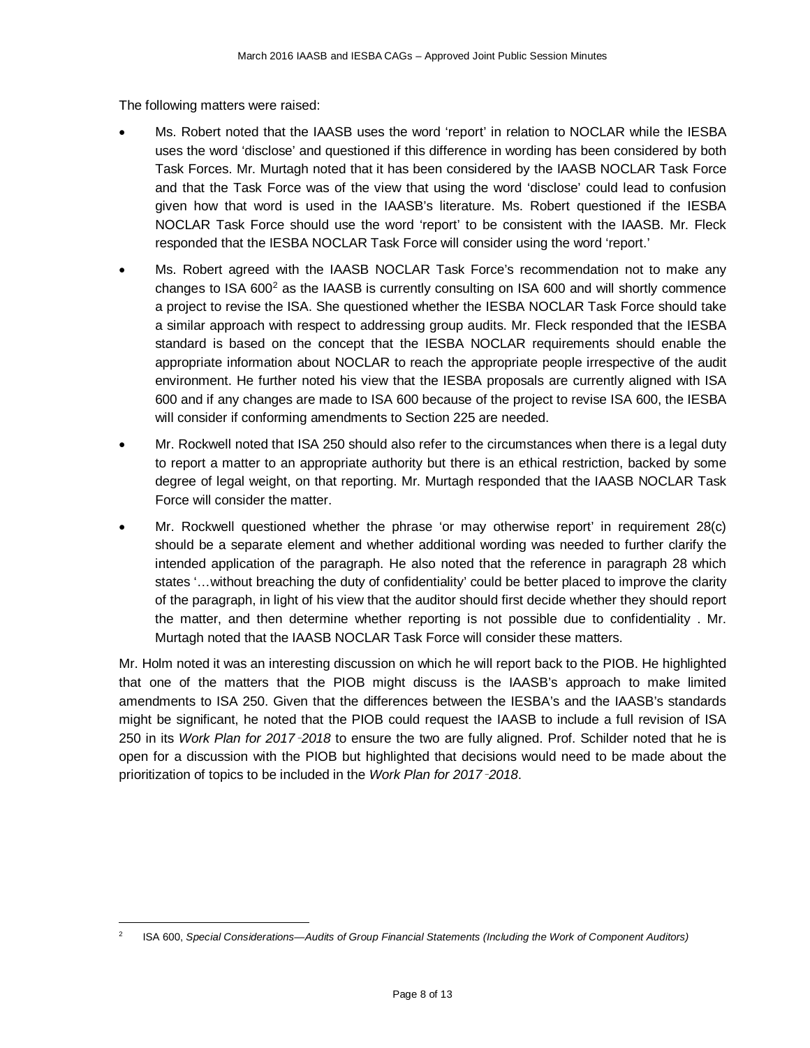The following matters were raised:

- Ms. Robert noted that the IAASB uses the word 'report' in relation to NOCLAR while the IESBA uses the word 'disclose' and questioned if this difference in wording has been considered by both Task Forces. Mr. Murtagh noted that it has been considered by the IAASB NOCLAR Task Force and that the Task Force was of the view that using the word 'disclose' could lead to confusion given how that word is used in the IAASB's literature. Ms. Robert questioned if the IESBA NOCLAR Task Force should use the word 'report' to be consistent with the IAASB. Mr. Fleck responded that the IESBA NOCLAR Task Force will consider using the word 'report.'
- Ms. Robert agreed with the IAASB NOCLAR Task Force's recommendation not to make any changes to ISA 600[2] as the IAASB is currently consulting on ISA 600 and will shortly commence a project to revise the ISA. She questioned whether the IESBA NOCLAR Task Force should take a similar approach with respect to addressing group audits. Mr. Fleck responded that the IESBA standard is based on the concept that the IESBA NOCLAR requirements should enable the appropriate information about NOCLAR to reach the appropriate people irrespective of the audit environment. He further noted his view that the IESBA proposals are currently aligned with ISA 600 and if any changes are made to ISA 600 because of the project to revise ISA 600, the IESBA will consider if conforming amendments to Section 225 are needed.
- Mr. Rockwell noted that ISA 250 should also refer to the circumstances when there is a legal duty to report a matter to an appropriate authority but there is an ethical restriction, backed by some degree of legal weight, on that reporting. Mr. Murtagh responded that the IAASB NOCLAR Task Force will consider the matter.
- Mr. Rockwell questioned whether the phrase 'or may otherwise report' in requirement 28(c) should be a separate element and whether additional wording was needed to further clarify the intended application of the paragraph. He also noted that the reference in paragraph 28 which states '…without breaching the duty of confidentiality' could be better placed to improve the clarity of the paragraph, in light of his view that the auditor should first decide whether they should report the matter, and then determine whether reporting is not possible due to confidentiality . Mr. Murtagh noted that the IAASB NOCLAR Task Force will consider these matters.

Mr. Holm noted it was an interesting discussion on which he will report back to the PIOB. He highlighted that one of the matters that the PIOB might discuss is the IAASB's approach to make limited amendments to ISA 250. Given that the differences between the IESBA's and the IAASB's standards might be significant, he noted that the PIOB could request the IAASB to include a full revision of ISA 250 in its *Work Plan for 2017*–*2018* to ensure the two are fully aligned. Prof. Schilder noted that he is open for a discussion with the PIOB but highlighted that decisions would need to be made about the prioritization of topics to be included in the *Work Plan for 2017*–*2018*.

---

[2] ISA 600, *Special Considerations—Audits of Group Financial Statements (Including the Work of Component Auditors)*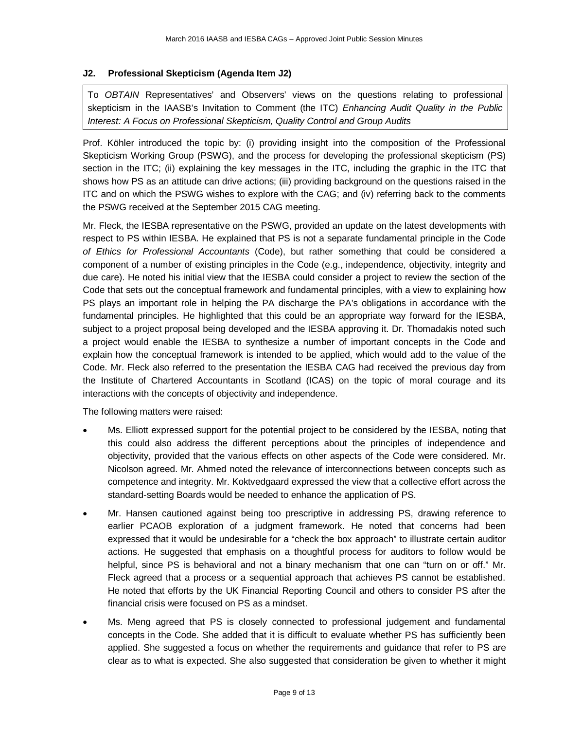### J2. Professional Skepticism (Agenda Item J2)

To *OBTAIN* Representatives' and Observers' views on the questions relating to professional skepticism in the IAASB's Invitation to Comment (the ITC) *Enhancing Audit Quality in the Public Interest: A Focus on Professional Skepticism, Quality Control and Group Audits*

Prof. Köhler introduced the topic by: (i) providing insight into the composition of the Professional Skepticism Working Group (PSWG), and the process for developing the professional skepticism (PS) section in the ITC; (ii) explaining the key messages in the ITC, including the graphic in the ITC that shows how PS as an attitude can drive actions; (iii) providing background on the questions raised in the ITC and on which the PSWG wishes to explore with the CAG; and (iv) referring back to the comments the PSWG received at the September 2015 CAG meeting.

Mr. Fleck, the IESBA representative on the PSWG, provided an update on the latest developments with respect to PS within IESBA. He explained that PS is not a separate fundamental principle in the Code *of Ethics for Professional Accountants* (Code), but rather something that could be considered a component of a number of existing principles in the Code (e.g., independence, objectivity, integrity and due care). He noted his initial view that the IESBA could consider a project to review the section of the Code that sets out the conceptual framework and fundamental principles, with a view to explaining how PS plays an important role in helping the PA discharge the PA's obligations in accordance with the fundamental principles. He highlighted that this could be an appropriate way forward for the IESBA, subject to a project proposal being developed and the IESBA approving it. Dr. Thomadakis noted such a project would enable the IESBA to synthesize a number of important concepts in the Code and explain how the conceptual framework is intended to be applied, which would add to the value of the Code. Mr. Fleck also referred to the presentation the IESBA CAG had received the previous day from the Institute of Chartered Accountants in Scotland (ICAS) on the topic of moral courage and its interactions with the concepts of objectivity and independence.

The following matters were raised:

- Ms. Elliott expressed support for the potential project to be considered by the IESBA, noting that this could also address the different perceptions about the principles of independence and objectivity, provided that the various effects on other aspects of the Code were considered. Mr. Nicolson agreed. Mr. Ahmed noted the relevance of interconnections between concepts such as competence and integrity. Mr. Koktvedgaard expressed the view that a collective effort across the standard-setting Boards would be needed to enhance the application of PS.
- Mr. Hansen cautioned against being too prescriptive in addressing PS, drawing reference to earlier PCAOB exploration of a judgment framework. He noted that concerns had been expressed that it would be undesirable for a "check the box approach" to illustrate certain auditor actions. He suggested that emphasis on a thoughtful process for auditors to follow would be helpful, since PS is behavioral and not a binary mechanism that one can "turn on or off." Mr. Fleck agreed that a process or a sequential approach that achieves PS cannot be established. He noted that efforts by the UK Financial Reporting Council and others to consider PS after the financial crisis were focused on PS as a mindset.
- Ms. Meng agreed that PS is closely connected to professional judgement and fundamental concepts in the Code. She added that it is difficult to evaluate whether PS has sufficiently been applied. She suggested a focus on whether the requirements and guidance that refer to PS are clear as to what is expected. She also suggested that consideration be given to whether it might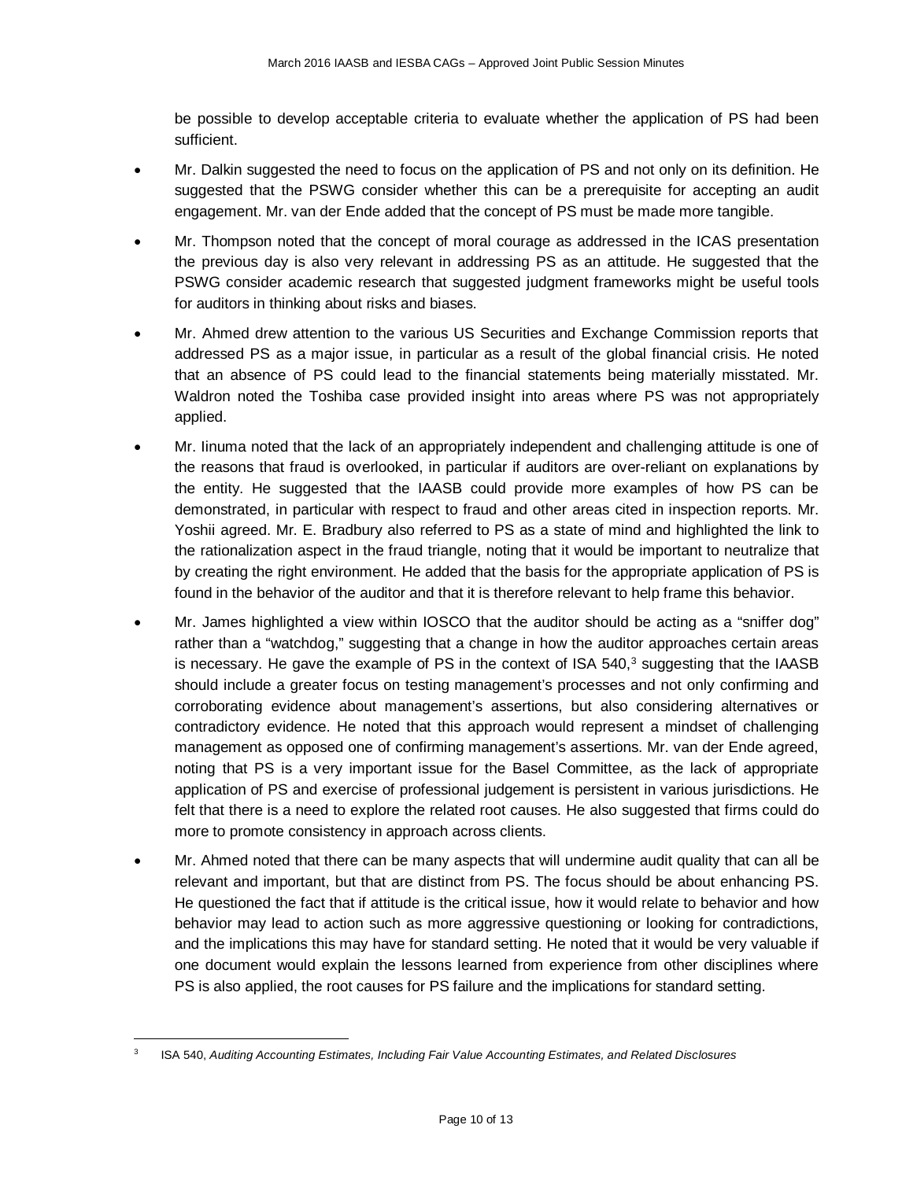be possible to develop acceptable criteria to evaluate whether the application of PS had been sufficient.

- Mr. Dalkin suggested the need to focus on the application of PS and not only on its definition. He suggested that the PSWG consider whether this can be a prerequisite for accepting an audit engagement. Mr. van der Ende added that the concept of PS must be made more tangible.
- Mr. Thompson noted that the concept of moral courage as addressed in the ICAS presentation the previous day is also very relevant in addressing PS as an attitude. He suggested that the PSWG consider academic research that suggested judgment frameworks might be useful tools for auditors in thinking about risks and biases.
- Mr. Ahmed drew attention to the various US Securities and Exchange Commission reports that addressed PS as a major issue, in particular as a result of the global financial crisis. He noted that an absence of PS could lead to the financial statements being materially misstated. Mr. Waldron noted the Toshiba case provided insight into areas where PS was not appropriately applied.
- Mr. Iinuma noted that the lack of an appropriately independent and challenging attitude is one of the reasons that fraud is overlooked, in particular if auditors are over-reliant on explanations by the entity. He suggested that the IAASB could provide more examples of how PS can be demonstrated, in particular with respect to fraud and other areas cited in inspection reports. Mr. Yoshii agreed. Mr. E. Bradbury also referred to PS as a state of mind and highlighted the link to the rationalization aspect in the fraud triangle, noting that it would be important to neutralize that by creating the right environment. He added that the basis for the appropriate application of PS is found in the behavior of the auditor and that it is therefore relevant to help frame this behavior.
- Mr. James highlighted a view within IOSCO that the auditor should be acting as a "sniffer dog" rather than a "watchdog," suggesting that a change in how the auditor approaches certain areas is necessary. He gave the example of PS in the context of ISA 540,[3] suggesting that the IAASB should include a greater focus on testing management's processes and not only confirming and corroborating evidence about management's assertions, but also considering alternatives or contradictory evidence. He noted that this approach would represent a mindset of challenging management as opposed one of confirming management's assertions. Mr. van der Ende agreed, noting that PS is a very important issue for the Basel Committee, as the lack of appropriate application of PS and exercise of professional judgement is persistent in various jurisdictions. He felt that there is a need to explore the related root causes. He also suggested that firms could do more to promote consistency in approach across clients.
- Mr. Ahmed noted that there can be many aspects that will undermine audit quality that can all be relevant and important, but that are distinct from PS. The focus should be about enhancing PS. He questioned the fact that if attitude is the critical issue, how it would relate to behavior and how behavior may lead to action such as more aggressive questioning or looking for contradictions, and the implications this may have for standard setting. He noted that it would be very valuable if one document would explain the lessons learned from experience from other disciplines where PS is also applied, the root causes for PS failure and the implications for standard setting.

---

[3] ISA 540, *Auditing Accounting Estimates, Including Fair Value Accounting Estimates, and Related Disclosures*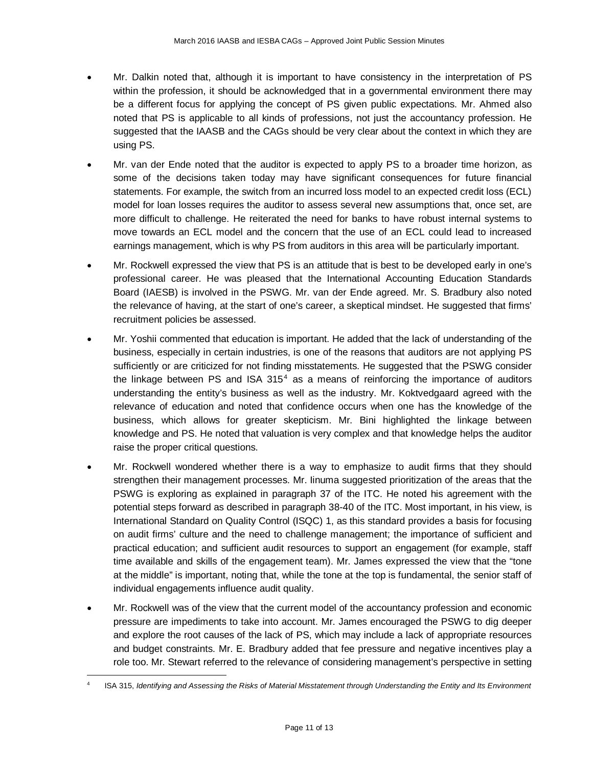- Mr. Dalkin noted that, although it is important to have consistency in the interpretation of PS within the profession, it should be acknowledged that in a governmental environment there may be a different focus for applying the concept of PS given public expectations. Mr. Ahmed also noted that PS is applicable to all kinds of professions, not just the accountancy profession. He suggested that the IAASB and the CAGs should be very clear about the context in which they are using PS.
- Mr. van der Ende noted that the auditor is expected to apply PS to a broader time horizon, as some of the decisions taken today may have significant consequences for future financial statements. For example, the switch from an incurred loss model to an expected credit loss (ECL) model for loan losses requires the auditor to assess several new assumptions that, once set, are more difficult to challenge. He reiterated the need for banks to have robust internal systems to move towards an ECL model and the concern that the use of an ECL could lead to increased earnings management, which is why PS from auditors in this area will be particularly important.
- Mr. Rockwell expressed the view that PS is an attitude that is best to be developed early in one's professional career. He was pleased that the International Accounting Education Standards Board (IAESB) is involved in the PSWG. Mr. van der Ende agreed. Mr. S. Bradbury also noted the relevance of having, at the start of one's career, a skeptical mindset. He suggested that firms' recruitment policies be assessed.
- Mr. Yoshii commented that education is important. He added that the lack of understanding of the business, especially in certain industries, is one of the reasons that auditors are not applying PS sufficiently or are criticized for not finding misstatements. He suggested that the PSWG consider the linkage between PS and ISA 315[4] as a means of reinforcing the importance of auditors understanding the entity's business as well as the industry. Mr. Koktvedgaard agreed with the relevance of education and noted that confidence occurs when one has the knowledge of the business, which allows for greater skepticism. Mr. Bini highlighted the linkage between knowledge and PS. He noted that valuation is very complex and that knowledge helps the auditor raise the proper critical questions.
- Mr. Rockwell wondered whether there is a way to emphasize to audit firms that they should strengthen their management processes. Mr. Iinuma suggested prioritization of the areas that the PSWG is exploring as explained in paragraph 37 of the ITC. He noted his agreement with the potential steps forward as described in paragraph 38-40 of the ITC. Most important, in his view, is International Standard on Quality Control (ISQC) 1, as this standard provides a basis for focusing on audit firms' culture and the need to challenge management; the importance of sufficient and practical education; and sufficient audit resources to support an engagement (for example, staff time available and skills of the engagement team). Mr. James expressed the view that the "tone at the middle" is important, noting that, while the tone at the top is fundamental, the senior staff of individual engagements influence audit quality.
- Mr. Rockwell was of the view that the current model of the accountancy profession and economic pressure are impediments to take into account. Mr. James encouraged the PSWG to dig deeper and explore the root causes of the lack of PS, which may include a lack of appropriate resources and budget constraints. Mr. E. Bradbury added that fee pressure and negative incentives play a role too. Mr. Stewart referred to the relevance of considering management's perspective in setting

---

[4] ISA 315, *Identifying and Assessing the Risks of Material Misstatement through Understanding the Entity and Its Environment*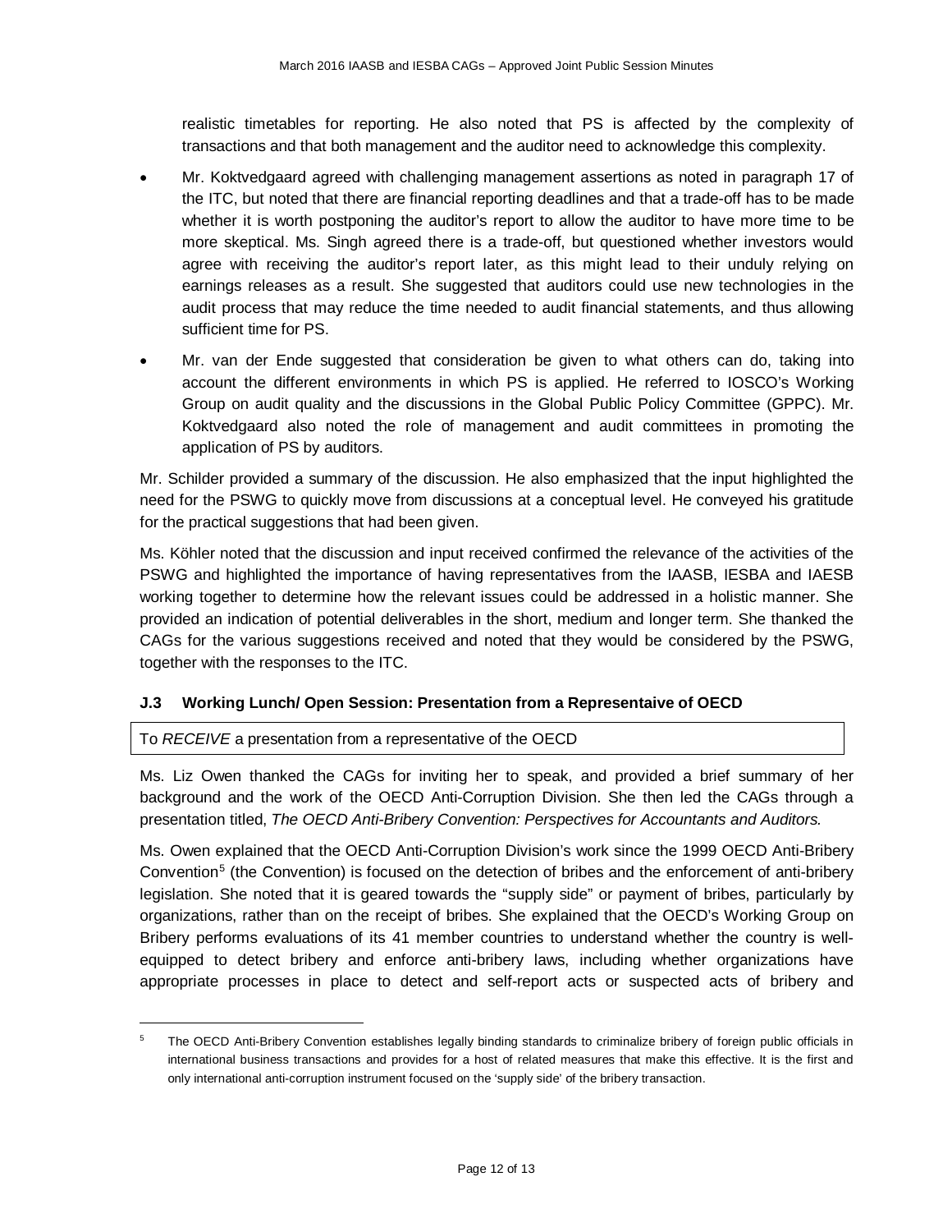realistic timetables for reporting. He also noted that PS is affected by the complexity of transactions and that both management and the auditor need to acknowledge this complexity.

- Mr. Koktvedgaard agreed with challenging management assertions as noted in paragraph 17 of the ITC, but noted that there are financial reporting deadlines and that a trade-off has to be made whether it is worth postponing the auditor's report to allow the auditor to have more time to be more skeptical. Ms. Singh agreed there is a trade-off, but questioned whether investors would agree with receiving the auditor's report later, as this might lead to their unduly relying on earnings releases as a result. She suggested that auditors could use new technologies in the audit process that may reduce the time needed to audit financial statements, and thus allowing sufficient time for PS.
- Mr. van der Ende suggested that consideration be given to what others can do, taking into account the different environments in which PS is applied. He referred to IOSCO's Working Group on audit quality and the discussions in the Global Public Policy Committee (GPPC). Mr. Koktvedgaard also noted the role of management and audit committees in promoting the application of PS by auditors.

Mr. Schilder provided a summary of the discussion. He also emphasized that the input highlighted the need for the PSWG to quickly move from discussions at a conceptual level. He conveyed his gratitude for the practical suggestions that had been given.

Ms. Köhler noted that the discussion and input received confirmed the relevance of the activities of the PSWG and highlighted the importance of having representatives from the IAASB, IESBA and IAESB working together to determine how the relevant issues could be addressed in a holistic manner. She provided an indication of potential deliverables in the short, medium and longer term. She thanked the CAGs for the various suggestions received and noted that they would be considered by the PSWG, together with the responses to the ITC.

### J.3 Working Lunch/ Open Session: Presentation from a Representaive of OECD

To *RECEIVE* a presentation from a representative of the OECD

Ms. Liz Owen thanked the CAGs for inviting her to speak, and provided a brief summary of her background and the work of the OECD Anti-Corruption Division. She then led the CAGs through a presentation titled, *The OECD Anti-Bribery Convention: Perspectives for Accountants and Auditors.*

Ms. Owen explained that the OECD Anti-Corruption Division's work since the 1999 OECD Anti-Bribery Convention[5] (the Convention) is focused on the detection of bribes and the enforcement of anti-bribery legislation. She noted that it is geared towards the "supply side" or payment of bribes, particularly by organizations, rather than on the receipt of bribes. She explained that the OECD's Working Group on Bribery performs evaluations of its 41 member countries to understand whether the country is well-equipped to detect bribery and enforce anti-bribery laws, including whether organizations have appropriate processes in place to detect and self-report acts or suspected acts of bribery and

[5] The OECD Anti-Bribery Convention establishes legally binding standards to criminalize bribery of foreign public officials in international business transactions and provides for a host of related measures that make this effective. It is the first and only international anti-corruption instrument focused on the 'supply side' of the bribery transaction.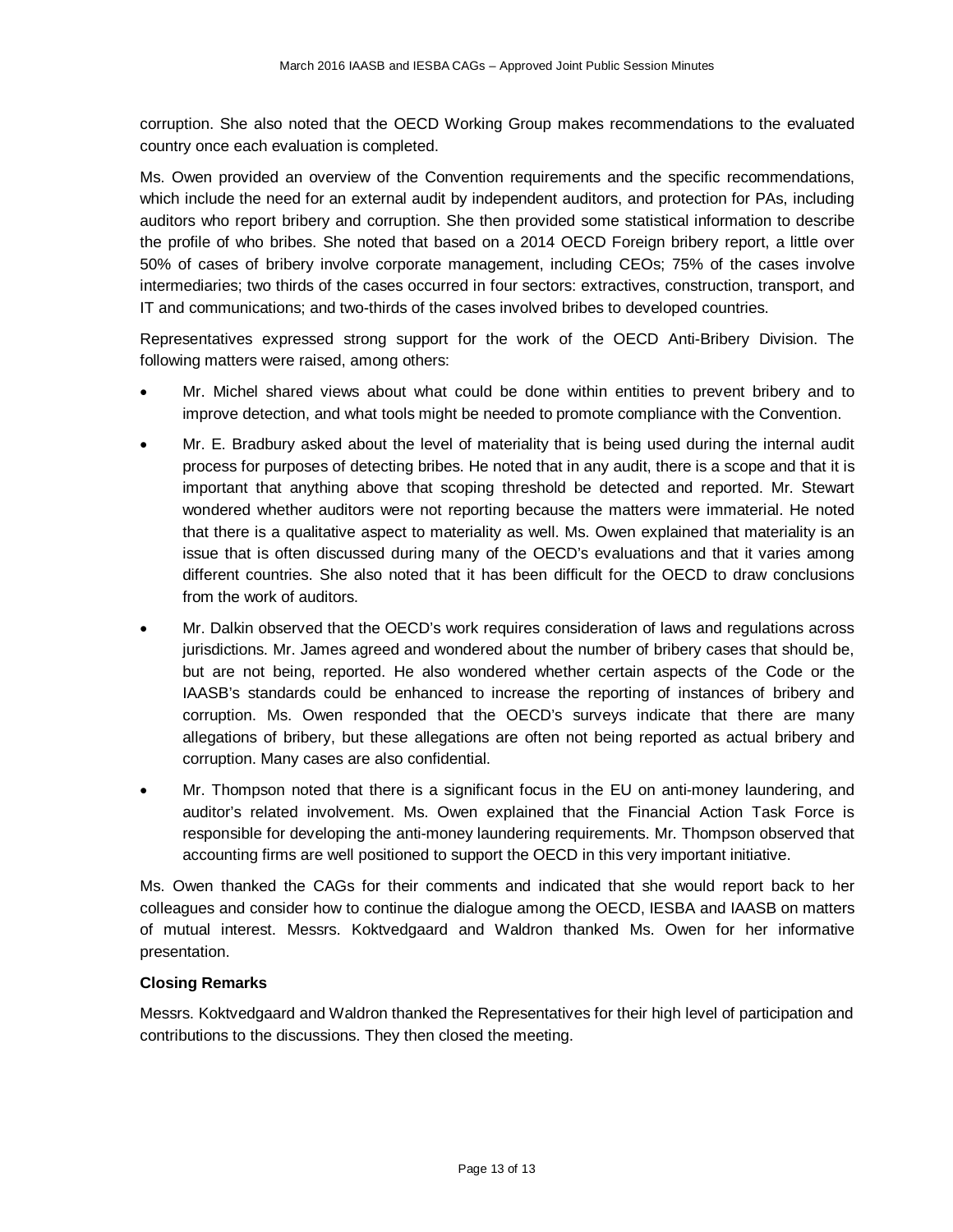corruption. She also noted that the OECD Working Group makes recommendations to the evaluated country once each evaluation is completed.

Ms. Owen provided an overview of the Convention requirements and the specific recommendations, which include the need for an external audit by independent auditors, and protection for PAs, including auditors who report bribery and corruption. She then provided some statistical information to describe the profile of who bribes. She noted that based on a 2014 OECD Foreign bribery report, a little over 50% of cases of bribery involve corporate management, including CEOs; 75% of the cases involve intermediaries; two thirds of the cases occurred in four sectors: extractives, construction, transport, and IT and communications; and two-thirds of the cases involved bribes to developed countries.

Representatives expressed strong support for the work of the OECD Anti-Bribery Division. The following matters were raised, among others:

- Mr. Michel shared views about what could be done within entities to prevent bribery and to improve detection, and what tools might be needed to promote compliance with the Convention.
- Mr. E. Bradbury asked about the level of materiality that is being used during the internal audit process for purposes of detecting bribes. He noted that in any audit, there is a scope and that it is important that anything above that scoping threshold be detected and reported. Mr. Stewart wondered whether auditors were not reporting because the matters were immaterial. He noted that there is a qualitative aspect to materiality as well. Ms. Owen explained that materiality is an issue that is often discussed during many of the OECD's evaluations and that it varies among different countries. She also noted that it has been difficult for the OECD to draw conclusions from the work of auditors.
- Mr. Dalkin observed that the OECD's work requires consideration of laws and regulations across jurisdictions. Mr. James agreed and wondered about the number of bribery cases that should be, but are not being, reported. He also wondered whether certain aspects of the Code or the IAASB's standards could be enhanced to increase the reporting of instances of bribery and corruption. Ms. Owen responded that the OECD's surveys indicate that there are many allegations of bribery, but these allegations are often not being reported as actual bribery and corruption. Many cases are also confidential.
- Mr. Thompson noted that there is a significant focus in the EU on anti-money laundering, and auditor's related involvement. Ms. Owen explained that the Financial Action Task Force is responsible for developing the anti-money laundering requirements. Mr. Thompson observed that accounting firms are well positioned to support the OECD in this very important initiative.

Ms. Owen thanked the CAGs for their comments and indicated that she would report back to her colleagues and consider how to continue the dialogue among the OECD, IESBA and IAASB on matters of mutual interest. Messrs. Koktvedgaard and Waldron thanked Ms. Owen for her informative presentation.

**Closing Remarks**

Messrs. Koktvedgaard and Waldron thanked the Representatives for their high level of participation and contributions to the discussions. They then closed the meeting.